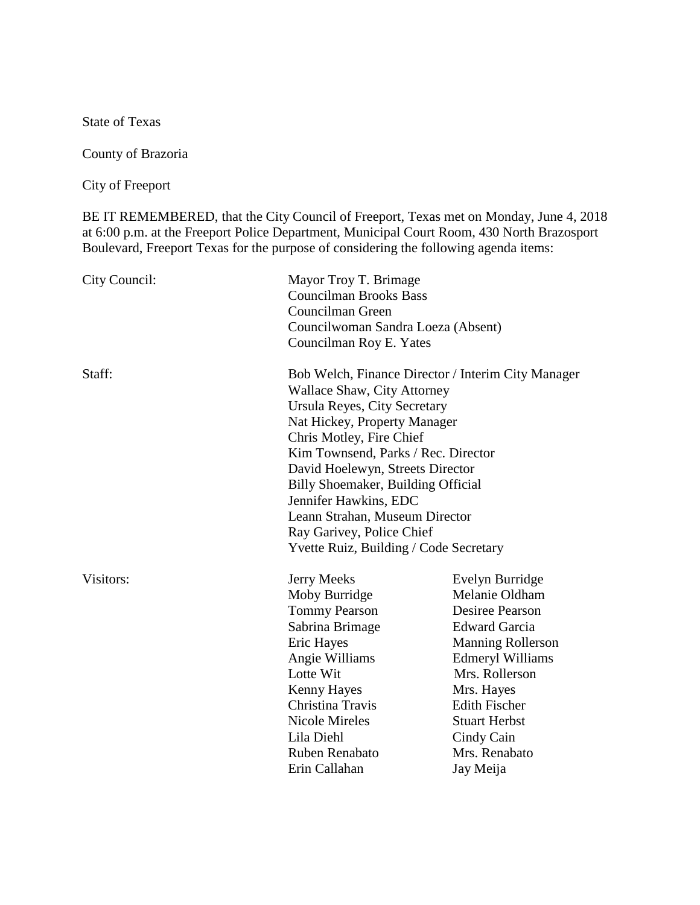State of Texas

County of Brazoria

City of Freeport

BE IT REMEMBERED, that the City Council of Freeport, Texas met on Monday, June 4, 2018 at 6:00 p.m. at the Freeport Police Department, Municipal Court Room, 430 North Brazosport Boulevard, Freeport Texas for the purpose of considering the following agenda items:

City Council:

- Mayor Troy T. Brimage
- Councilman Brooks Bass
- Councilman Green
- Councilwoman Sandra Loeza (Absent)
- Councilman Roy E. Yates

Staff:

- Bob Welch, Finance Director / Interim City Manager
- Wallace Shaw, City Attorney
- Ursula Reyes, City Secretary
- Nat Hickey, Property Manager
- Chris Motley, Fire Chief
- Kim Townsend, Parks / Rec. Director
- David Hoelewyn, Streets Director
- Billy Shoemaker, Building Official
- Jennifer Hawkins, EDC
- Leann Strahan, Museum Director
- Ray Garivey, Police Chief
- Yvette Ruiz, Building / Code Secretary

Visitors:

| | |
|---|---|
| Jerry Meeks | Evelyn Burridge |
| Moby Burridge | Melanie Oldham |
| Tommy Pearson | Desiree Pearson |
| Sabrina Brimage | Edward Garcia |
| Eric Hayes | Manning Rollerson |
| Angie Williams | Edmeryl Williams |
| Lotte Wit | Mrs. Rollerson |
| Kenny Hayes | Mrs. Hayes |
| Christina Travis | Edith Fischer |
| Nicole Mireles | Stuart Herbst |
| Lila Diehl | Cindy Cain |
| Ruben Renabato | Mrs. Renabato |
| Erin Callahan | Jay Meija |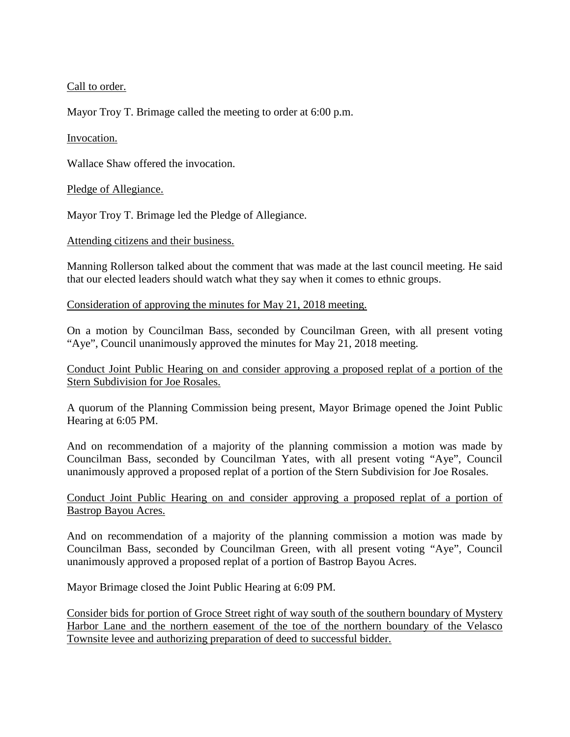Call to order.

Mayor Troy T. Brimage called the meeting to order at 6:00 p.m.

Invocation.

Wallace Shaw offered the invocation.

Pledge of Allegiance.

Mayor Troy T. Brimage led the Pledge of Allegiance.

Attending citizens and their business.

Manning Rollerson talked about the comment that was made at the last council meeting. He said that our elected leaders should watch what they say when it comes to ethnic groups.

Consideration of approving the minutes for May 21, 2018 meeting.

On a motion by Councilman Bass, seconded by Councilman Green, with all present voting "Aye", Council unanimously approved the minutes for May 21, 2018 meeting.

Conduct Joint Public Hearing on and consider approving a proposed replat of a portion of the Stern Subdivision for Joe Rosales.

A quorum of the Planning Commission being present, Mayor Brimage opened the Joint Public Hearing at 6:05 PM.

And on recommendation of a majority of the planning commission a motion was made by Councilman Bass, seconded by Councilman Yates, with all present voting "Aye", Council unanimously approved a proposed replat of a portion of the Stern Subdivision for Joe Rosales.

Conduct Joint Public Hearing on and consider approving a proposed replat of a portion of Bastrop Bayou Acres.

And on recommendation of a majority of the planning commission a motion was made by Councilman Bass, seconded by Councilman Green, with all present voting "Aye", Council unanimously approved a proposed replat of a portion of Bastrop Bayou Acres.

Mayor Brimage closed the Joint Public Hearing at 6:09 PM.

Consider bids for portion of Groce Street right of way south of the southern boundary of Mystery Harbor Lane and the northern easement of the toe of the northern boundary of the Velasco Townsite levee and authorizing preparation of deed to successful bidder.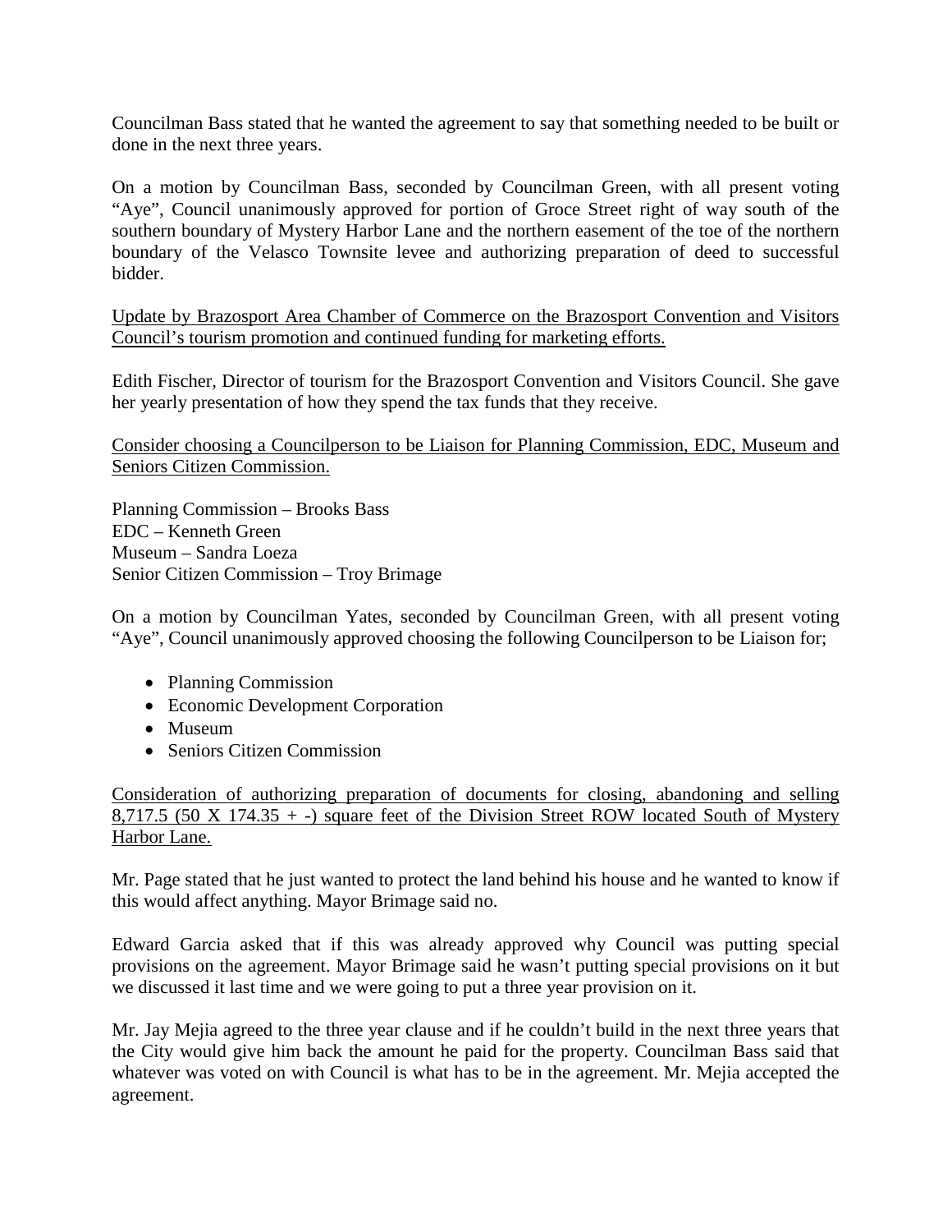Councilman Bass stated that he wanted the agreement to say that something needed to be built or done in the next three years.

On a motion by Councilman Bass, seconded by Councilman Green, with all present voting "Aye", Council unanimously approved for portion of Groce Street right of way south of the southern boundary of Mystery Harbor Lane and the northern easement of the toe of the northern boundary of the Velasco Townsite levee and authorizing preparation of deed to successful bidder.

<u>Update by Brazosport Area Chamber of Commerce on the Brazosport Convention and Visitors Council's tourism promotion and continued funding for marketing efforts.</u>

Edith Fischer, Director of tourism for the Brazosport Convention and Visitors Council. She gave her yearly presentation of how they spend the tax funds that they receive.

<u>Consider choosing a Councilperson to be Liaison for Planning Commission, EDC, Museum and Seniors Citizen Commission.</u>

Planning Commission – Brooks Bass
EDC – Kenneth Green
Museum – Sandra Loeza
Senior Citizen Commission – Troy Brimage

On a motion by Councilman Yates, seconded by Councilman Green, with all present voting "Aye", Council unanimously approved choosing the following Councilperson to be Liaison for;

- Planning Commission
- Economic Development Corporation
- Museum
- Seniors Citizen Commission

<u>Consideration of authorizing preparation of documents for closing, abandoning and selling 8,717.5 (50 X 174.35 + -) square feet of the Division Street ROW located South of Mystery Harbor Lane.</u>

Mr. Page stated that he just wanted to protect the land behind his house and he wanted to know if this would affect anything. Mayor Brimage said no.

Edward Garcia asked that if this was already approved why Council was putting special provisions on the agreement. Mayor Brimage said he wasn't putting special provisions on it but we discussed it last time and we were going to put a three year provision on it.

Mr. Jay Mejia agreed to the three year clause and if he couldn't build in the next three years that the City would give him back the amount he paid for the property. Councilman Bass said that whatever was voted on with Council is what has to be in the agreement. Mr. Mejia accepted the agreement.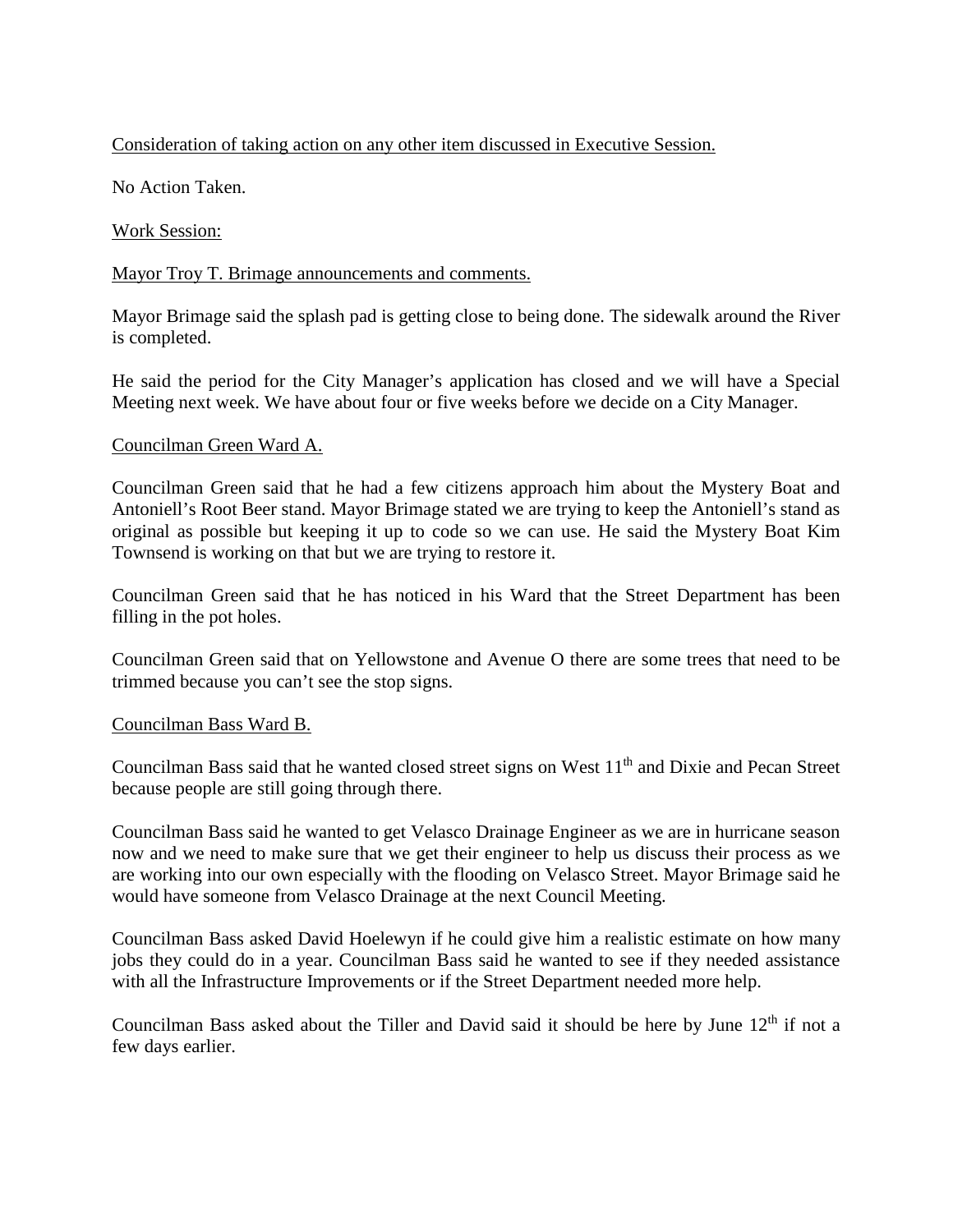Consideration of taking action on any other item discussed in Executive Session.

No Action Taken.

Work Session:

Mayor Troy T. Brimage announcements and comments.

Mayor Brimage said the splash pad is getting close to being done. The sidewalk around the River is completed.

He said the period for the City Manager's application has closed and we will have a Special Meeting next week. We have about four or five weeks before we decide on a City Manager.

Councilman Green Ward A.

Councilman Green said that he had a few citizens approach him about the Mystery Boat and Antoniell's Root Beer stand. Mayor Brimage stated we are trying to keep the Antoniell's stand as original as possible but keeping it up to code so we can use. He said the Mystery Boat Kim Townsend is working on that but we are trying to restore it.

Councilman Green said that he has noticed in his Ward that the Street Department has been filling in the pot holes.

Councilman Green said that on Yellowstone and Avenue O there are some trees that need to be trimmed because you can't see the stop signs.

Councilman Bass Ward B.

Councilman Bass said that he wanted closed street signs on West 11th and Dixie and Pecan Street because people are still going through there.

Councilman Bass said he wanted to get Velasco Drainage Engineer as we are in hurricane season now and we need to make sure that we get their engineer to help us discuss their process as we are working into our own especially with the flooding on Velasco Street. Mayor Brimage said he would have someone from Velasco Drainage at the next Council Meeting.

Councilman Bass asked David Hoelewyn if he could give him a realistic estimate on how many jobs they could do in a year. Councilman Bass said he wanted to see if they needed assistance with all the Infrastructure Improvements or if the Street Department needed more help.

Councilman Bass asked about the Tiller and David said it should be here by June 12th if not a few days earlier.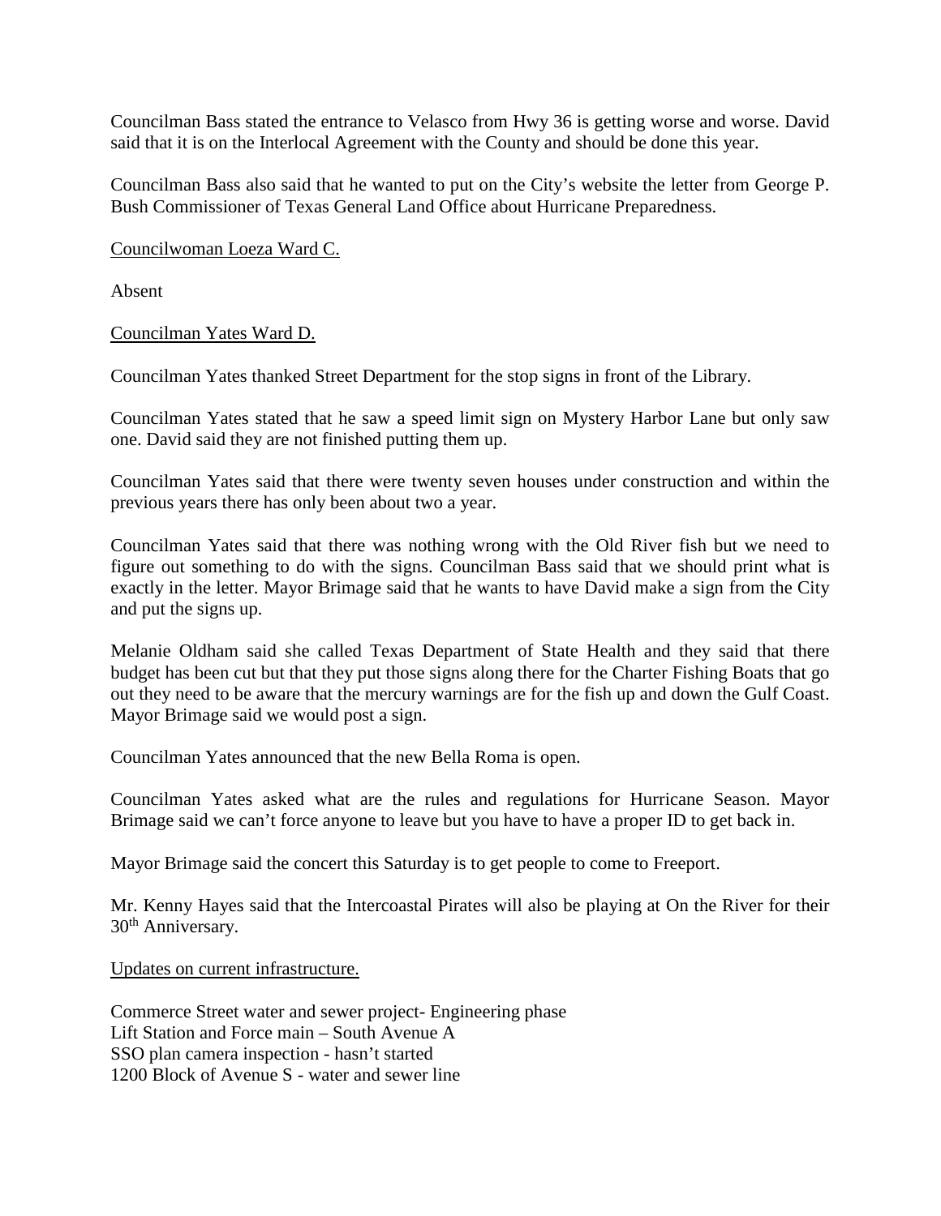Councilman Bass stated the entrance to Velasco from Hwy 36 is getting worse and worse. David said that it is on the Interlocal Agreement with the County and should be done this year.

Councilman Bass also said that he wanted to put on the City's website the letter from George P. Bush Commissioner of Texas General Land Office about Hurricane Preparedness.

Councilwoman Loeza Ward C.

Absent

Councilman Yates Ward D.

Councilman Yates thanked Street Department for the stop signs in front of the Library.

Councilman Yates stated that he saw a speed limit sign on Mystery Harbor Lane but only saw one. David said they are not finished putting them up.

Councilman Yates said that there were twenty seven houses under construction and within the previous years there has only been about two a year.

Councilman Yates said that there was nothing wrong with the Old River fish but we need to figure out something to do with the signs. Councilman Bass said that we should print what is exactly in the letter. Mayor Brimage said that he wants to have David make a sign from the City and put the signs up.

Melanie Oldham said she called Texas Department of State Health and they said that there budget has been cut but that they put those signs along there for the Charter Fishing Boats that go out they need to be aware that the mercury warnings are for the fish up and down the Gulf Coast. Mayor Brimage said we would post a sign.

Councilman Yates announced that the new Bella Roma is open.

Councilman Yates asked what are the rules and regulations for Hurricane Season. Mayor Brimage said we can't force anyone to leave but you have to have a proper ID to get back in.

Mayor Brimage said the concert this Saturday is to get people to come to Freeport.

Mr. Kenny Hayes said that the Intercoastal Pirates will also be playing at On the River for their 30th Anniversary.

Updates on current infrastructure.

Commerce Street water and sewer project- Engineering phase
Lift Station and Force main – South Avenue A
SSO plan camera inspection - hasn't started
1200 Block of Avenue S - water and sewer line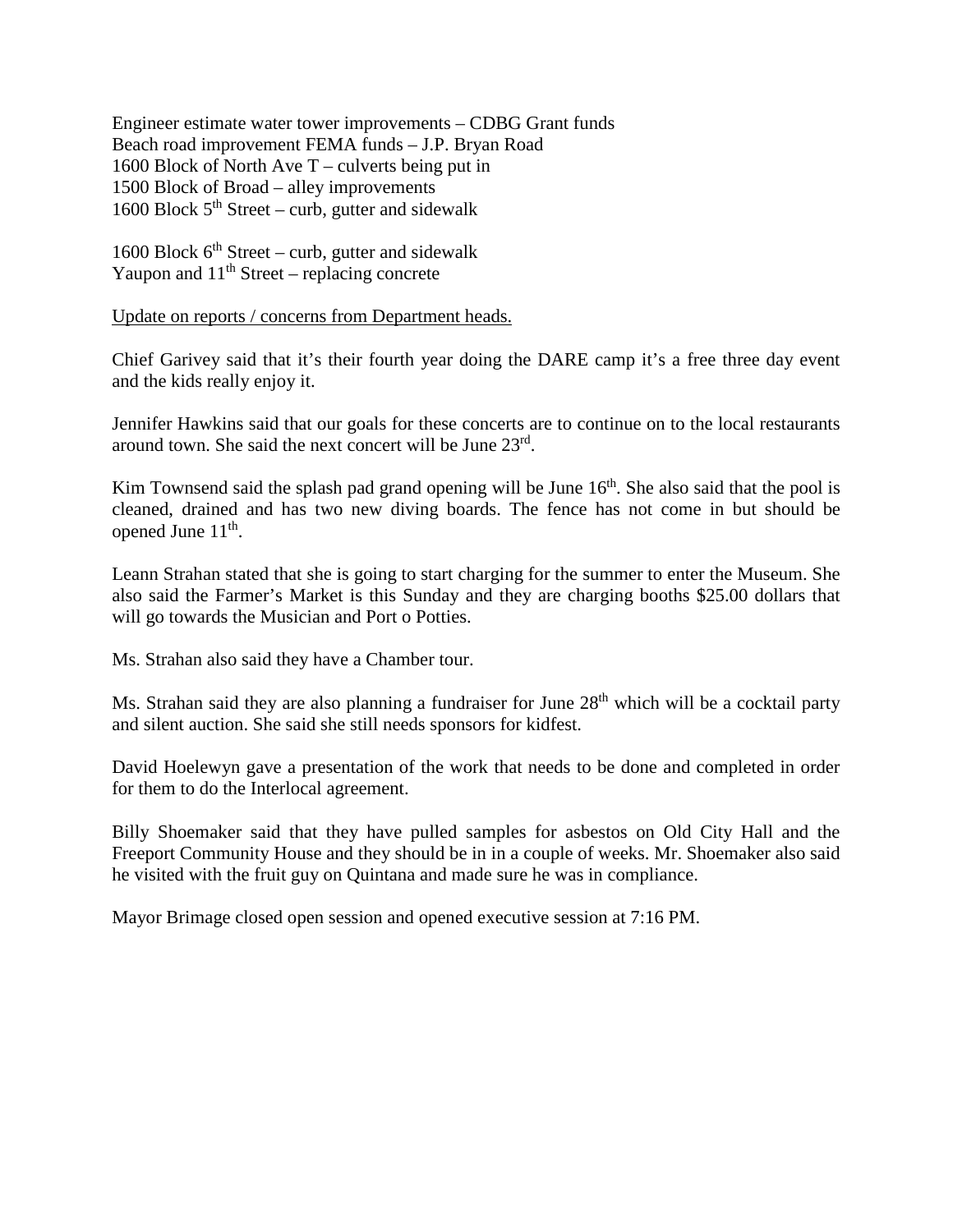Engineer estimate water tower improvements – CDBG Grant funds
Beach road improvement FEMA funds – J.P. Bryan Road
1600 Block of North Ave T – culverts being put in
1500 Block of Broad – alley improvements
1600 Block 5th Street – curb, gutter and sidewalk

1600 Block 6th Street – curb, gutter and sidewalk
Yaupon and 11th Street – replacing concrete

<u>Update on reports / concerns from Department heads.</u>

Chief Garivey said that it's their fourth year doing the DARE camp it's a free three day event and the kids really enjoy it.

Jennifer Hawkins said that our goals for these concerts are to continue on to the local restaurants around town. She said the next concert will be June 23rd.

Kim Townsend said the splash pad grand opening will be June 16th. She also said that the pool is cleaned, drained and has two new diving boards. The fence has not come in but should be opened June 11th.

Leann Strahan stated that she is going to start charging for the summer to enter the Museum. She also said the Farmer's Market is this Sunday and they are charging booths $25.00 dollars that will go towards the Musician and Port o Potties.

Ms. Strahan also said they have a Chamber tour.

Ms. Strahan said they are also planning a fundraiser for June 28th which will be a cocktail party and silent auction. She said she still needs sponsors for kidfest.

David Hoelewyn gave a presentation of the work that needs to be done and completed in order for them to do the Interlocal agreement.

Billy Shoemaker said that they have pulled samples for asbestos on Old City Hall and the Freeport Community House and they should be in in a couple of weeks. Mr. Shoemaker also said he visited with the fruit guy on Quintana and made sure he was in compliance.

Mayor Brimage closed open session and opened executive session at 7:16 PM.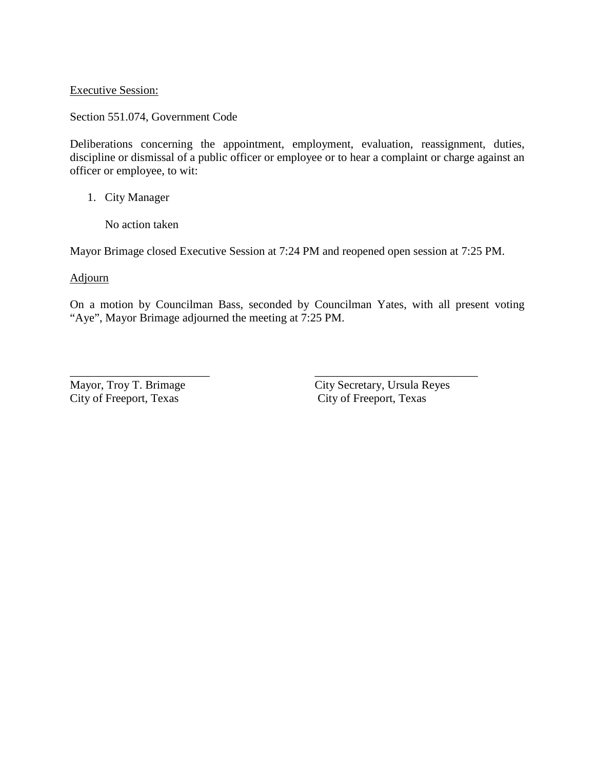Executive Session:

Section 551.074, Government Code

Deliberations concerning the appointment, employment, evaluation, reassignment, duties, discipline or dismissal of a public officer or employee or to hear a complaint or charge against an officer or employee, to wit:

1. City Manager

   No action taken

Mayor Brimage closed Executive Session at 7:24 PM and reopened open session at 7:25 PM.

Adjourn

On a motion by Councilman Bass, seconded by Councilman Yates, with all present voting "Aye", Mayor Brimage adjourned the meeting at 7:25 PM.

________________________
Mayor, Troy T. Brimage
City of Freeport, Texas

____________________________
City Secretary, Ursula Reyes
City of Freeport, Texas